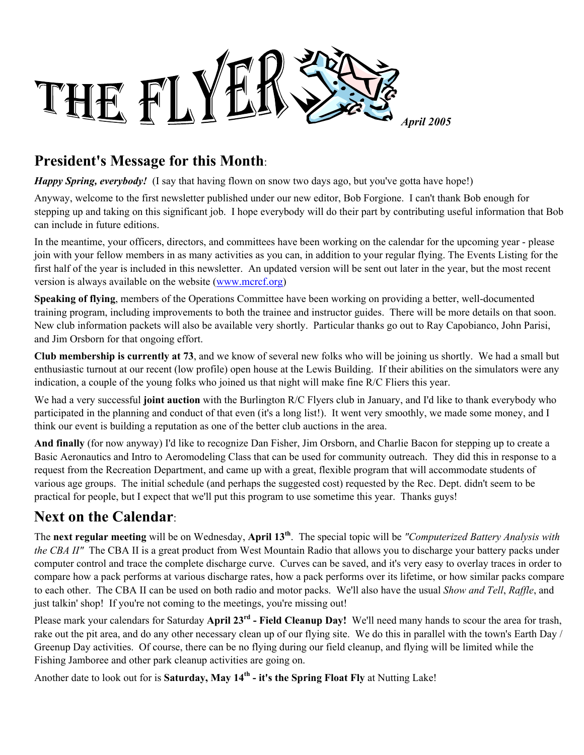# THE FLYER

*April 2005*

## President's Message for this Month:

***Happy Spring, everybody!*** (I say that having flown on snow two days ago, but you've gotta have hope!)

Anyway, welcome to the first newsletter published under our new editor, Bob Forgione. I can't thank Bob enough for stepping up and taking on this significant job. I hope everybody will do their part by contributing useful information that Bob can include in future editions.

In the meantime, your officers, directors, and committees have been working on the calendar for the upcoming year - please join with your fellow members in as many activities as you can, in addition to your regular flying. The Events Listing for the first half of the year is included in this newsletter. An updated version will be sent out later in the year, but the most recent version is always available on the website (www.mcrcf.org)

**Speaking of flying**, members of the Operations Committee have been working on providing a better, well-documented training program, including improvements to both the trainee and instructor guides. There will be more details on that soon. New club information packets will also be available very shortly. Particular thanks go out to Ray Capobianco, John Parisi, and Jim Orsborn for that ongoing effort.

**Club membership is currently at 73**, and we know of several new folks who will be joining us shortly. We had a small but enthusiastic turnout at our recent (low profile) open house at the Lewis Building. If their abilities on the simulators were any indication, a couple of the young folks who joined us that night will make fine R/C Fliers this year.

We had a very successful **joint auction** with the Burlington R/C Flyers club in January, and I'd like to thank everybody who participated in the planning and conduct of that even (it's a long list!). It went very smoothly, we made some money, and I think our event is building a reputation as one of the better club auctions in the area.

**And finally** (for now anyway) I'd like to recognize Dan Fisher, Jim Orsborn, and Charlie Bacon for stepping up to create a Basic Aeronautics and Intro to Aeromodeling Class that can be used for community outreach. They did this in response to a request from the Recreation Department, and came up with a great, flexible program that will accommodate students of various age groups. The initial schedule (and perhaps the suggested cost) requested by the Rec. Dept. didn't seem to be practical for people, but I expect that we'll put this program to use sometime this year. Thanks guys!

## Next on the Calendar:

The **next regular meeting** will be on Wednesday, **April 13th**. The special topic will be *"Computerized Battery Analysis with the CBA II"* The CBA II is a great product from West Mountain Radio that allows you to discharge your battery packs under computer control and trace the complete discharge curve. Curves can be saved, and it's very easy to overlay traces in order to compare how a pack performs at various discharge rates, how a pack performs over its lifetime, or how similar packs compare to each other. The CBA II can be used on both radio and motor packs. We'll also have the usual *Show and Tell*, *Raffle*, and just talkin' shop! If you're not coming to the meetings, you're missing out!

Please mark your calendars for Saturday **April 23rd - Field Cleanup Day!** We'll need many hands to scour the area for trash, rake out the pit area, and do any other necessary clean up of our flying site. We do this in parallel with the town's Earth Day / Greenup Day activities. Of course, there can be no flying during our field cleanup, and flying will be limited while the Fishing Jamboree and other park cleanup activities are going on.

Another date to look out for is **Saturday, May 14th - it's the Spring Float Fly** at Nutting Lake!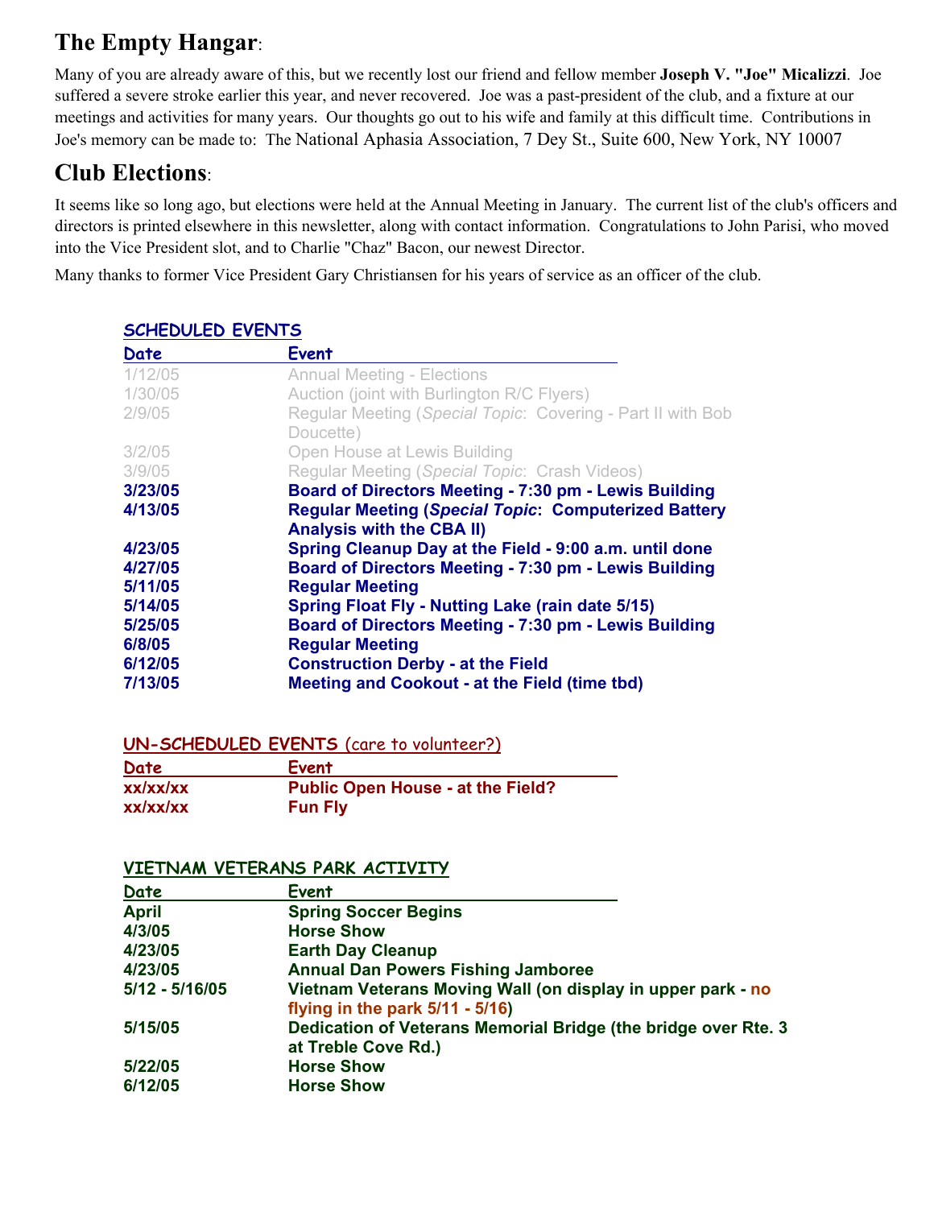## The Empty Hangar:

Many of you are already aware of this, but we recently lost our friend and fellow member **Joseph V. "Joe" Micalizzi**. Joe suffered a severe stroke earlier this year, and never recovered. Joe was a past-president of the club, and a fixture at our meetings and activities for many years. Our thoughts go out to his wife and family at this difficult time. Contributions in Joe's memory can be made to: The National Aphasia Association, 7 Dey St., Suite 600, New York, NY 10007

## Club Elections:

It seems like so long ago, but elections were held at the Annual Meeting in January. The current list of the club's officers and directors is printed elsewhere in this newsletter, along with contact information. Congratulations to John Parisi, who moved into the Vice President slot, and to Charlie "Chaz" Bacon, our newest Director.

Many thanks to former Vice President Gary Christiansen for his years of service as an officer of the club.

### SCHEDULED EVENTS

| Date | Event |
|---|---|
| 1/12/05 | Annual Meeting - Elections |
| 1/30/05 | Auction (joint with Burlington R/C Flyers) |
| 2/9/05 | Regular Meeting (*Special Topic*: Covering - Part II with Bob Doucette) |
| 3/2/05 | Open House at Lewis Building |
| 3/9/05 | Regular Meeting (*Special Topic*: Crash Videos) |
| **3/23/05** | **Board of Directors Meeting - 7:30 pm - Lewis Building** |
| **4/13/05** | **Regular Meeting (*Special Topic*: Computerized Battery Analysis with the CBA II)** |
| **4/23/05** | **Spring Cleanup Day at the Field - 9:00 a.m. until done** |
| **4/27/05** | **Board of Directors Meeting - 7:30 pm - Lewis Building** |
| **5/11/05** | **Regular Meeting** |
| **5/14/05** | **Spring Float Fly - Nutting Lake (rain date 5/15)** |
| **5/25/05** | **Board of Directors Meeting - 7:30 pm - Lewis Building** |
| **6/8/05** | **Regular Meeting** |
| **6/12/05** | **Construction Derby - at the Field** |
| **7/13/05** | **Meeting and Cookout - at the Field (time tbd)** |

### UN-SCHEDULED EVENTS (care to volunteer?)

| Date | Event |
|---|---|
| **xx/xx/xx** | **Public Open House - at the Field?** |
| **xx/xx/xx** | **Fun Fly** |

### VIETNAM VETERANS PARK ACTIVITY

| Date | Event |
|---|---|
| **April** | **Spring Soccer Begins** |
| **4/3/05** | **Horse Show** |
| **4/23/05** | **Earth Day Cleanup** |
| **4/23/05** | **Annual Dan Powers Fishing Jamboree** |
| **5/12 - 5/16/05** | **Vietnam Veterans Moving Wall (on display in upper park - no flying in the park 5/11 - 5/16)** |
| **5/15/05** | **Dedication of Veterans Memorial Bridge (the bridge over Rte. 3 at Treble Cove Rd.)** |
| **5/22/05** | **Horse Show** |
| **6/12/05** | **Horse Show** |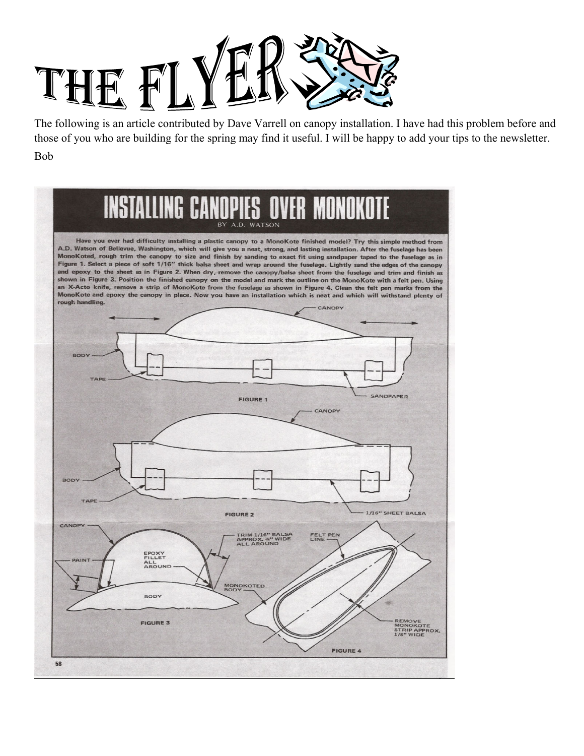# THE FLYER

The following is an article contributed by Dave Varrell on canopy installation. I have had this problem before and those of you who are building for the spring may find it useful. I will be happy to add your tips to the newsletter.

Bob

## INSTALLING CANOPIES OVER MONOKOTE

BY A.D. WATSON

Have you ever had difficulty installing a plastic canopy to a MonoKote finished model? Try this simple method from A.D. Watson of Bellevue, Washington, which will give you a neat, strong, and lasting installation. After the fuselage has been MonoKoted, rough trim the canopy to size and finish by sanding to exact fit using sandpaper taped to the fuselage as in Figure 1. Select a piece of soft 1/16" thick balsa sheet and wrap around the fuselage. Lightly sand the edges of the canopy and epoxy to the sheet as in Figure 2. When dry, remove the canopy/balsa sheet from the fuselage and trim and finish as shown in Figure 3. Position the finished canopy on the model and mark the outline on the MonoKote with a felt pen. Using an X-Acto knife, remove a strip of MonoKote from the fuselage as shown in Figure 4. Clean the felt pen marks from the MonoKote and epoxy the canopy in place. Now you have an installation which is neat and which will withstand plenty of rough handling.

CANOPY, BODY, TAPE, SANDPAPER

FIGURE 1

CANOPY, BODY, TAPE, 1/16" SHEET BALSA

FIGURE 2

CANOPY, PAINT, EPOXY FILLET ALL AROUND, TRIM 1/16" BALSA APPROX. 1/8" WIDE ALL AROUND, BODY

FIGURE 3

FELT PEN LINE, MONOKOTED BODY, REMOVE MONOKOTE STRIP APPROX. 1/8" WIDE

FIGURE 4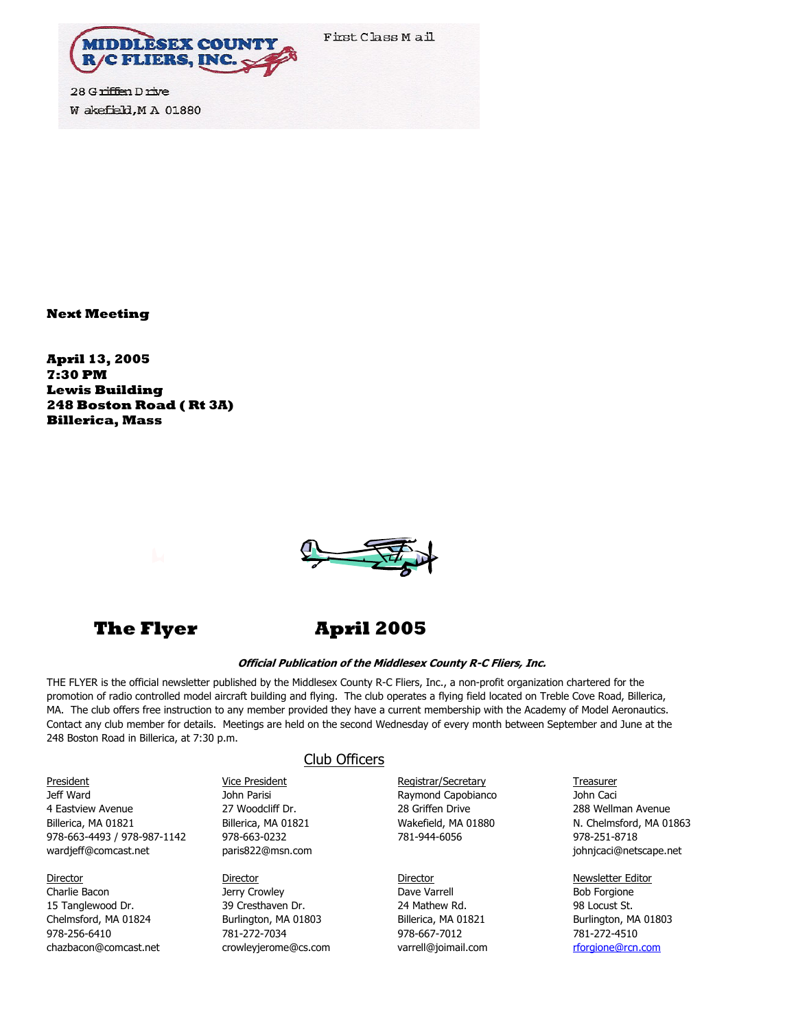MIDDLESEX COUNTY R/C FLIERS, INC.

28 Griffen Drive
Wakefield, MA 01880

First Class Mail

**Next Meeting**

**April 13, 2005**
**7:30 PM**
**Lewis Building**
**248 Boston Road ( Rt 3A)**
**Billerica, Mass**

# The Flyer April 2005

***Official Publication of the Middlesex County R-C Fliers, Inc.***

THE FLYER is the official newsletter published by the Middlesex County R-C Fliers, Inc., a non-profit organization chartered for the promotion of radio controlled model aircraft building and flying. The club operates a flying field located on Treble Cove Road, Billerica, MA. The club offers free instruction to any member provided they have a current membership with the Academy of Model Aeronautics. Contact any club member for details. Meetings are held on the second Wednesday of every month between September and June at the 248 Boston Road in Billerica, at 7:30 p.m.

## Club Officers

President
Jeff Ward
4 Eastview Avenue
Billerica, MA 01821
978-663-4493 / 978-987-1142
wardjeff@comcast.net

Vice President
John Parisi
27 Woodcliff Dr.
Billerica, MA 01821
978-663-0232
paris822@msn.com

Registrar/Secretary
Raymond Capobianco
28 Griffen Drive
Wakefield, MA 01880
781-944-6056

Treasurer
John Caci
288 Wellman Avenue
N. Chelmsford, MA 01863
978-251-8718
johnjcaci@netscape.net

Director
Charlie Bacon
15 Tanglewood Dr.
Chelmsford, MA 01824
978-256-6410
chazbacon@comcast.net

Director
Jerry Crowley
39 Cresthaven Dr.
Burlington, MA 01803
781-272-7034
crowleyjerome@cs.com

Director
Dave Varrell
24 Mathew Rd.
Billerica, MA 01821
978-667-7012
varrell@joimail.com

Newsletter Editor
Bob Forgione
98 Locust St.
Burlington, MA 01803
781-272-4510
rforgione@rcn.com